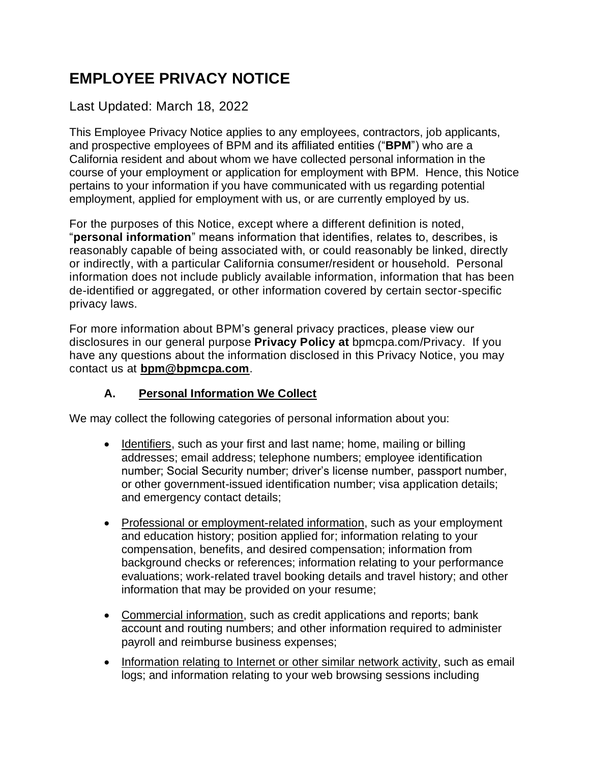# EMPLOYEE PRIVACY NOTICE

Last Updated: March 18, 2022

This Employee Privacy Notice applies to any employees, contractors, job applicants, and prospective employees of BPM and its affiliated entities ("**BPM**") who are a California resident and about whom we have collected personal information in the course of your employment or application for employment with BPM. Hence, this Notice pertains to your information if you have communicated with us regarding potential employment, applied for employment with us, or are currently employed by us.

For the purposes of this Notice, except where a different definition is noted, "**personal information**" means information that identifies, relates to, describes, is reasonably capable of being associated with, or could reasonably be linked, directly or indirectly, with a particular California consumer/resident or household. Personal information does not include publicly available information, information that has been de-identified or aggregated, or other information covered by certain sector-specific privacy laws.

For more information about BPM's general privacy practices, please view our disclosures in our general purpose **Privacy Policy at** bpmcpa.com/Privacy. If you have any questions about the information disclosed in this Privacy Notice, you may contact us at **bpm@bpmcpa.com**.

## A. Personal Information We Collect

We may collect the following categories of personal information about you:

- Identifiers, such as your first and last name; home, mailing or billing addresses; email address; telephone numbers; employee identification number; Social Security number; driver's license number, passport number, or other government-issued identification number; visa application details; and emergency contact details;

- Professional or employment-related information, such as your employment and education history; position applied for; information relating to your compensation, benefits, and desired compensation; information from background checks or references; information relating to your performance evaluations; work-related travel booking details and travel history; and other information that may be provided on your resume;

- Commercial information, such as credit applications and reports; bank account and routing numbers; and other information required to administer payroll and reimburse business expenses;

- Information relating to Internet or other similar network activity, such as email logs; and information relating to your web browsing sessions including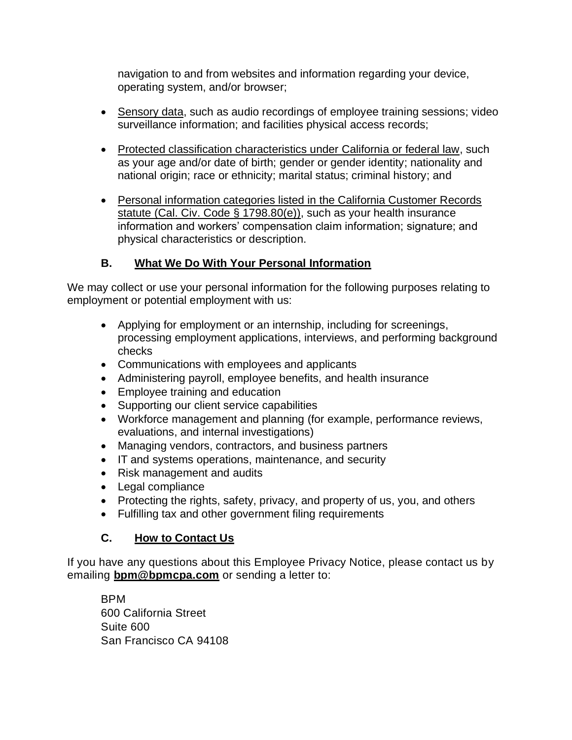navigation to and from websites and information regarding your device, operating system, and/or browser;

- Sensory data, such as audio recordings of employee training sessions; video surveillance information; and facilities physical access records;

- Protected classification characteristics under California or federal law, such as your age and/or date of birth; gender or gender identity; nationality and national origin; race or ethnicity; marital status; criminal history; and

- Personal information categories listed in the California Customer Records statute (Cal. Civ. Code § 1798.80(e)), such as your health insurance information and workers' compensation claim information; signature; and physical characteristics or description.

## B. What We Do With Your Personal Information

We may collect or use your personal information for the following purposes relating to employment or potential employment with us:

- Applying for employment or an internship, including for screenings, processing employment applications, interviews, and performing background checks
- Communications with employees and applicants
- Administering payroll, employee benefits, and health insurance
- Employee training and education
- Supporting our client service capabilities
- Workforce management and planning (for example, performance reviews, evaluations, and internal investigations)
- Managing vendors, contractors, and business partners
- IT and systems operations, maintenance, and security
- Risk management and audits
- Legal compliance
- Protecting the rights, safety, privacy, and property of us, you, and others
- Fulfilling tax and other government filing requirements

## C. How to Contact Us

If you have any questions about this Employee Privacy Notice, please contact us by emailing **bpm@bpmcpa.com** or sending a letter to:

BPM
600 California Street
Suite 600
San Francisco CA 94108